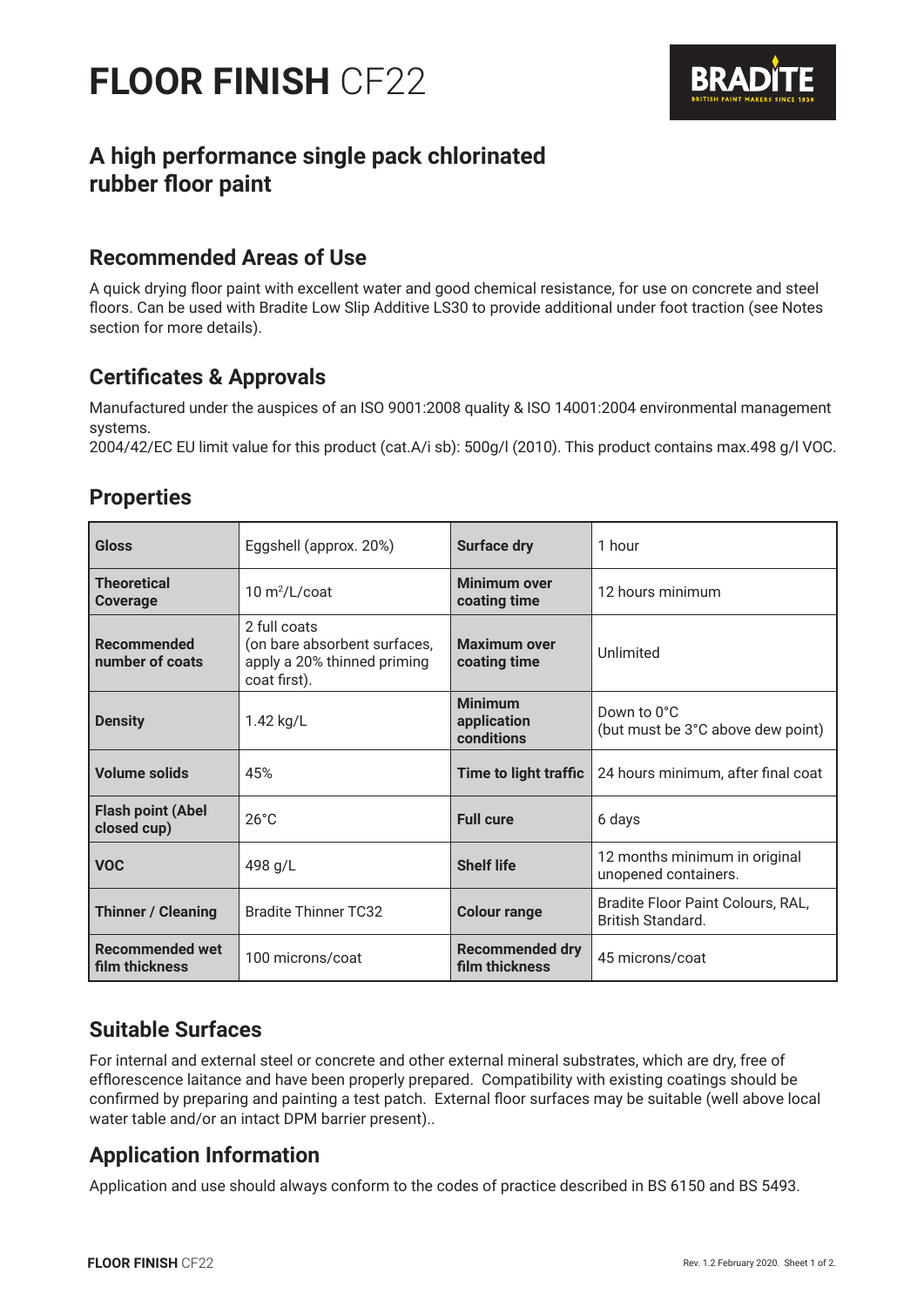# FLOOR FINISH CF22

BRADITE

## A high performance single pack chlorinated rubber floor paint

### Recommended Areas of Use

A quick drying floor paint with excellent water and good chemical resistance, for use on concrete and steel floors. Can be used with Bradite Low Slip Additive LS30 to provide additional under foot traction (see Notes section for more details).

### Certificates & Approvals

Manufactured under the auspices of an ISO 9001:2008 quality & ISO 14001:2004 environmental management systems.
2004/42/EC EU limit value for this product (cat.A/i sb): 500g/l (2010). This product contains max.498 g/l VOC.

### Properties

| | | | |
|---|---|---|---|
| **Gloss** | Eggshell (approx. 20%) | **Surface dry** | 1 hour |
| **Theoretical Coverage** | 10 $m^2$/L/coat | **Minimum over coating time** | 12 hours minimum |
| **Recommended number of coats** | 2 full coats (on bare absorbent surfaces, apply a 20% thinned priming coat first). | **Maximum over coating time** | Unlimited |
| **Density** | 1.42 kg/L | **Minimum application conditions** | Down to 0°C (but must be 3°C above dew point) |
| **Volume solids** | 45% | **Time to light traffic** | 24 hours minimum, after final coat |
| **Flash point (Abel closed cup)** | 26°C | **Full cure** | 6 days |
| **VOC** | 498 g/L | **Shelf life** | 12 months minimum in original unopened containers. |
| **Thinner / Cleaning** | Bradite Thinner TC32 | **Colour range** | Bradite Floor Paint Colours, RAL, British Standard. |
| **Recommended wet film thickness** | 100 microns/coat | **Recommended dry film thickness** | 45 microns/coat |

### Suitable Surfaces

For internal and external steel or concrete and other external mineral substrates, which are dry, free of efflorescence laitance and have been properly prepared. Compatibility with existing coatings should be confirmed by preparing and painting a test patch. External floor surfaces may be suitable (well above local water table and/or an intact DPM barrier present)..

### Application Information

Application and use should always conform to the codes of practice described in BS 6150 and BS 5493.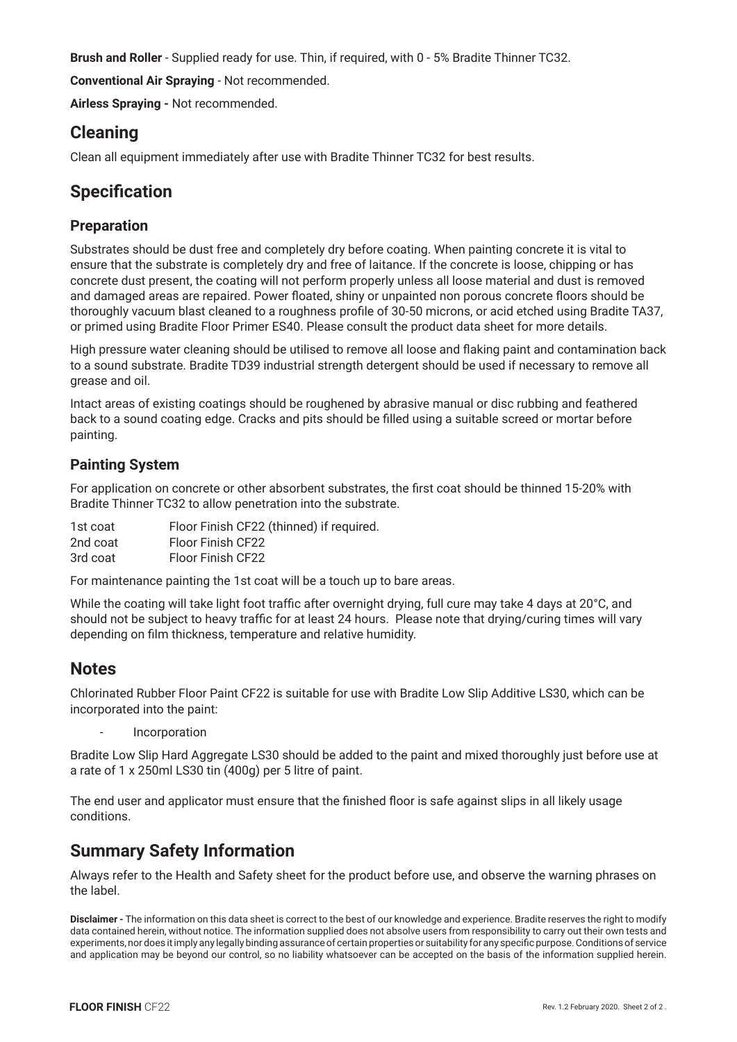**Brush and Roller** - Supplied ready for use. Thin, if required, with 0 - 5% Bradite Thinner TC32.

**Conventional Air Spraying** - Not recommended.

**Airless Spraying -** Not recommended.

## Cleaning

Clean all equipment immediately after use with Bradite Thinner TC32 for best results.

## Specification

### Preparation

Substrates should be dust free and completely dry before coating. When painting concrete it is vital to ensure that the substrate is completely dry and free of laitance. If the concrete is loose, chipping or has concrete dust present, the coating will not perform properly unless all loose material and dust is removed and damaged areas are repaired. Power floated, shiny or unpainted non porous concrete floors should be thoroughly vacuum blast cleaned to a roughness profile of 30-50 microns, or acid etched using Bradite TA37, or primed using Bradite Floor Primer ES40. Please consult the product data sheet for more details.

High pressure water cleaning should be utilised to remove all loose and flaking paint and contamination back to a sound substrate. Bradite TD39 industrial strength detergent should be used if necessary to remove all grease and oil.

Intact areas of existing coatings should be roughened by abrasive manual or disc rubbing and feathered back to a sound coating edge. Cracks and pits should be filled using a suitable screed or mortar before painting.

### Painting System

For application on concrete or other absorbent substrates, the first coat should be thinned 15-20% with Bradite Thinner TC32 to allow penetration into the substrate.

| | |
|---|---|
| 1st coat | Floor Finish CF22 (thinned) if required. |
| 2nd coat | Floor Finish CF22 |
| 3rd coat | Floor Finish CF22 |

For maintenance painting the 1st coat will be a touch up to bare areas.

While the coating will take light foot traffic after overnight drying, full cure may take 4 days at 20°C, and should not be subject to heavy traffic for at least 24 hours. Please note that drying/curing times will vary depending on film thickness, temperature and relative humidity.

## Notes

Chlorinated Rubber Floor Paint CF22 is suitable for use with Bradite Low Slip Additive LS30, which can be incorporated into the paint:

- Incorporation

Bradite Low Slip Hard Aggregate LS30 should be added to the paint and mixed thoroughly just before use at a rate of 1 x 250ml LS30 tin (400g) per 5 litre of paint.

The end user and applicator must ensure that the finished floor is safe against slips in all likely usage conditions.

## Summary Safety Information

Always refer to the Health and Safety sheet for the product before use, and observe the warning phrases on the label.

**Disclaimer -** The information on this data sheet is correct to the best of our knowledge and experience. Bradite reserves the right to modify data contained herein, without notice. The information supplied does not absolve users from responsibility to carry out their own tests and experiments, nor does it imply any legally binding assurance of certain properties or suitability for any specific purpose. Conditions of service and application may be beyond our control, so no liability whatsoever can be accepted on the basis of the information supplied herein.